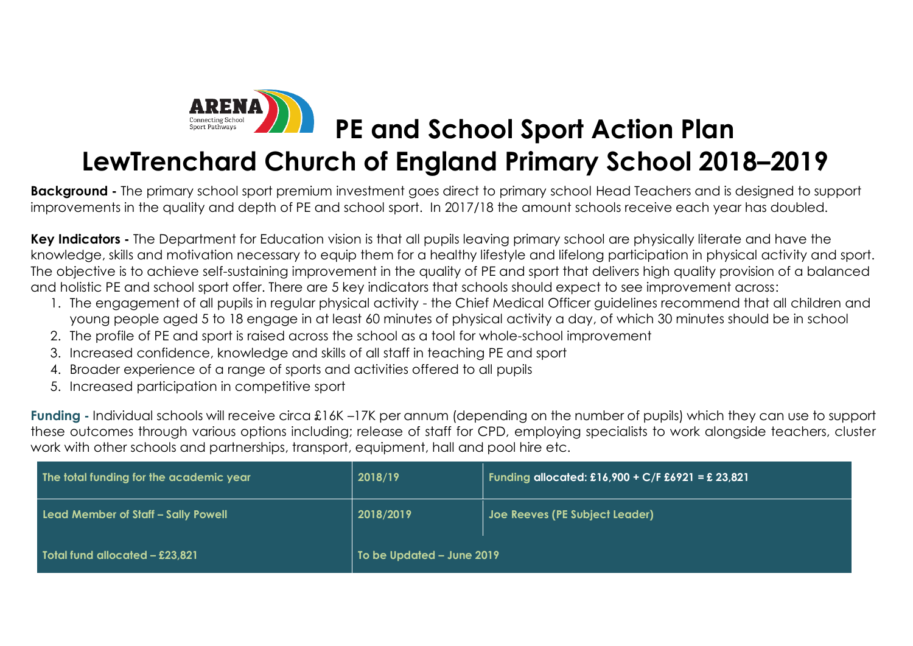ARENA Connecting School Sport Pathways

# PE and School Sport Action Plan
# LewTrenchard Church of England Primary School 2018–2019

**Background -** The primary school sport premium investment goes direct to primary school Head Teachers and is designed to support improvements in the quality and depth of PE and school sport. In 2017/18 the amount schools receive each year has doubled.

**Key Indicators -** The Department for Education vision is that all pupils leaving primary school are physically literate and have the knowledge, skills and motivation necessary to equip them for a healthy lifestyle and lifelong participation in physical activity and sport. The objective is to achieve self-sustaining improvement in the quality of PE and sport that delivers high quality provision of a balanced and holistic PE and school sport offer. There are 5 key indicators that schools should expect to see improvement across:

1. The engagement of all pupils in regular physical activity - the Chief Medical Officer guidelines recommend that all children and young people aged 5 to 18 engage in at least 60 minutes of physical activity a day, of which 30 minutes should be in school
2. The profile of PE and sport is raised across the school as a tool for whole-school improvement
3. Increased confidence, knowledge and skills of all staff in teaching PE and sport
4. Broader experience of a range of sports and activities offered to all pupils
5. Increased participation in competitive sport

**Funding -** Individual schools will receive circa £16K –17K per annum (depending on the number of pupils) which they can use to support these outcomes through various options including; release of staff for CPD, employing specialists to work alongside teachers, cluster work with other schools and partnerships, transport, equipment, hall and pool hire etc.

| The total funding for the academic year | 2018/19 | Funding allocated: £16,900 + C/F £6921 = £ 23,821 |
|---|---|---|
| Lead Member of Staff – Sally Powell | 2018/2019 | Joe Reeves (PE Subject Leader) |
| Total fund allocated – £23,821 | To be Updated – June 2019 | |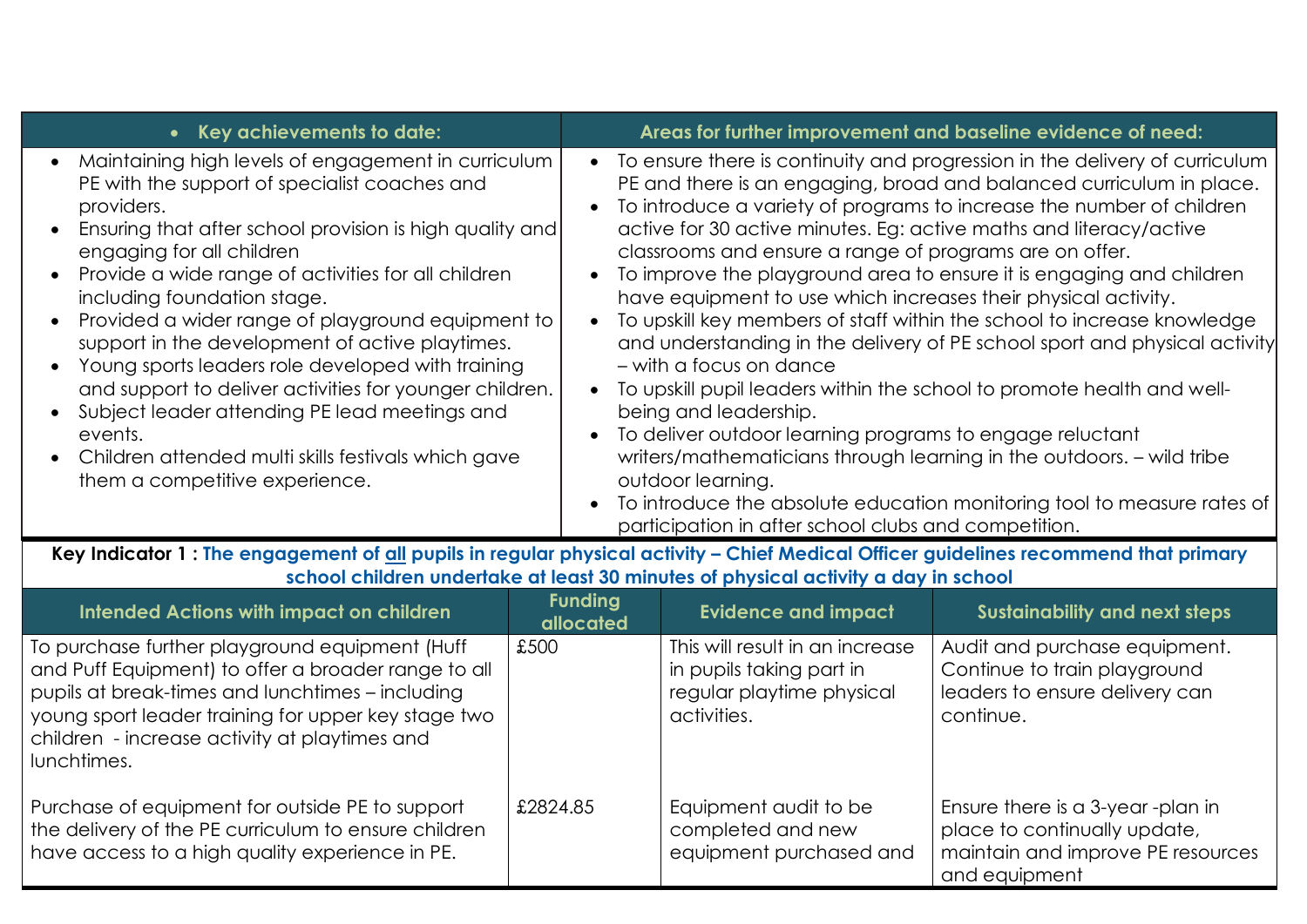| • Key achievements to date: | Areas for further improvement and baseline evidence of need: |
|---|---|
| • Maintaining high levels of engagement in curriculum PE with the support of specialist coaches and providers.<br>• Ensuring that after school provision is high quality and engaging for all children<br>• Provide a wide range of activities for all children including foundation stage.<br>• Provided a wider range of playground equipment to support in the development of active playtimes.<br>• Young sports leaders role developed with training and support to deliver activities for younger children.<br>• Subject leader attending PE lead meetings and events.<br>• Children attended multi skills festivals which gave them a competitive experience. | • To ensure there is continuity and progression in the delivery of curriculum PE and there is an engaging, broad and balanced curriculum in place.<br>• To introduce a variety of programs to increase the number of children active for 30 active minutes. Eg: active maths and literacy/active classrooms and ensure a range of programs are on offer.<br>• To improve the playground area to ensure it is engaging and children have equipment to use which increases their physical activity.<br>• To upskill key members of staff within the school to increase knowledge and understanding in the delivery of PE school sport and physical activity – with a focus on dance<br>• To upskill pupil leaders within the school to promote health and well-being and leadership.<br>• To deliver outdoor learning programs to engage reluctant writers/mathematicians through learning in the outdoors. – wild tribe outdoor learning.<br>• To introduce the absolute education monitoring tool to measure rates of participation in after school clubs and competition. |

**Key Indicator 1 : The engagement of all pupils in regular physical activity – Chief Medical Officer guidelines recommend that primary school children undertake at least 30 minutes of physical activity a day in school**

| Intended Actions with impact on children | Funding allocated | Evidence and impact | Sustainability and next steps |
|---|---|---|---|
| To purchase further playground equipment (Huff and Puff Equipment) to offer a broader range to all pupils at break-times and lunchtimes – including young sport leader training for upper key stage two children - increase activity at playtimes and lunchtimes. | £500 | This will result in an increase in pupils taking part in regular playtime physical activities. | Audit and purchase equipment. Continue to train playground leaders to ensure delivery can continue. |
| Purchase of equipment for outside PE to support the delivery of the PE curriculum to ensure children have access to a high quality experience in PE. | £2824.85 | Equipment audit to be completed and new equipment purchased and | Ensure there is a 3-year -plan in place to continually update, maintain and improve PE resources and equipment |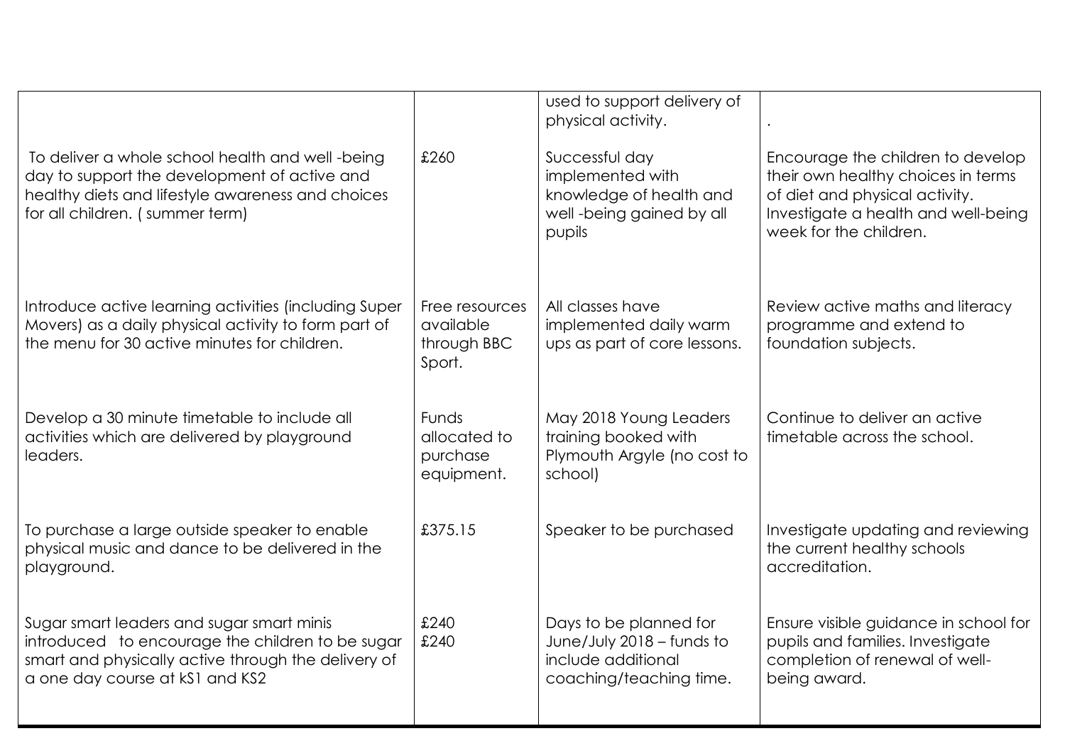| | | | |
|---|---|---|---|
| | | used to support delivery of physical activity. | . |
| To deliver a whole school health and well -being day to support the development of active and healthy diets and lifestyle awareness and choices for all children. ( summer term) | £260 | Successful day implemented with knowledge of health and well -being gained by all pupils | Encourage the children to develop their own healthy choices in terms of diet and physical activity. Investigate a health and well-being week for the children. |
| Introduce active learning activities (including Super Movers) as a daily physical activity to form part of the menu for 30 active minutes for children. | Free resources available through BBC Sport. | All classes have implemented daily warm ups as part of core lessons. | Review active maths and literacy programme and extend to foundation subjects. |
| Develop a 30 minute timetable to include all activities which are delivered by playground leaders. | Funds allocated to purchase equipment. | May 2018 Young Leaders training booked with Plymouth Argyle (no cost to school) | Continue to deliver an active timetable across the school. |
| To purchase a large outside speaker to enable physical music and dance to be delivered in the playground. | £375.15 | Speaker to be purchased | Investigate updating and reviewing the current healthy schools accreditation. |
| Sugar smart leaders and sugar smart minis introduced to encourage the children to be sugar smart and physically active through the delivery of a one day course at kS1 and KS2 | £240<br>£240 | Days to be planned for June/July 2018 – funds to include additional coaching/teaching time. | Ensure visible guidance in school for pupils and families. Investigate completion of renewal of well-being award. |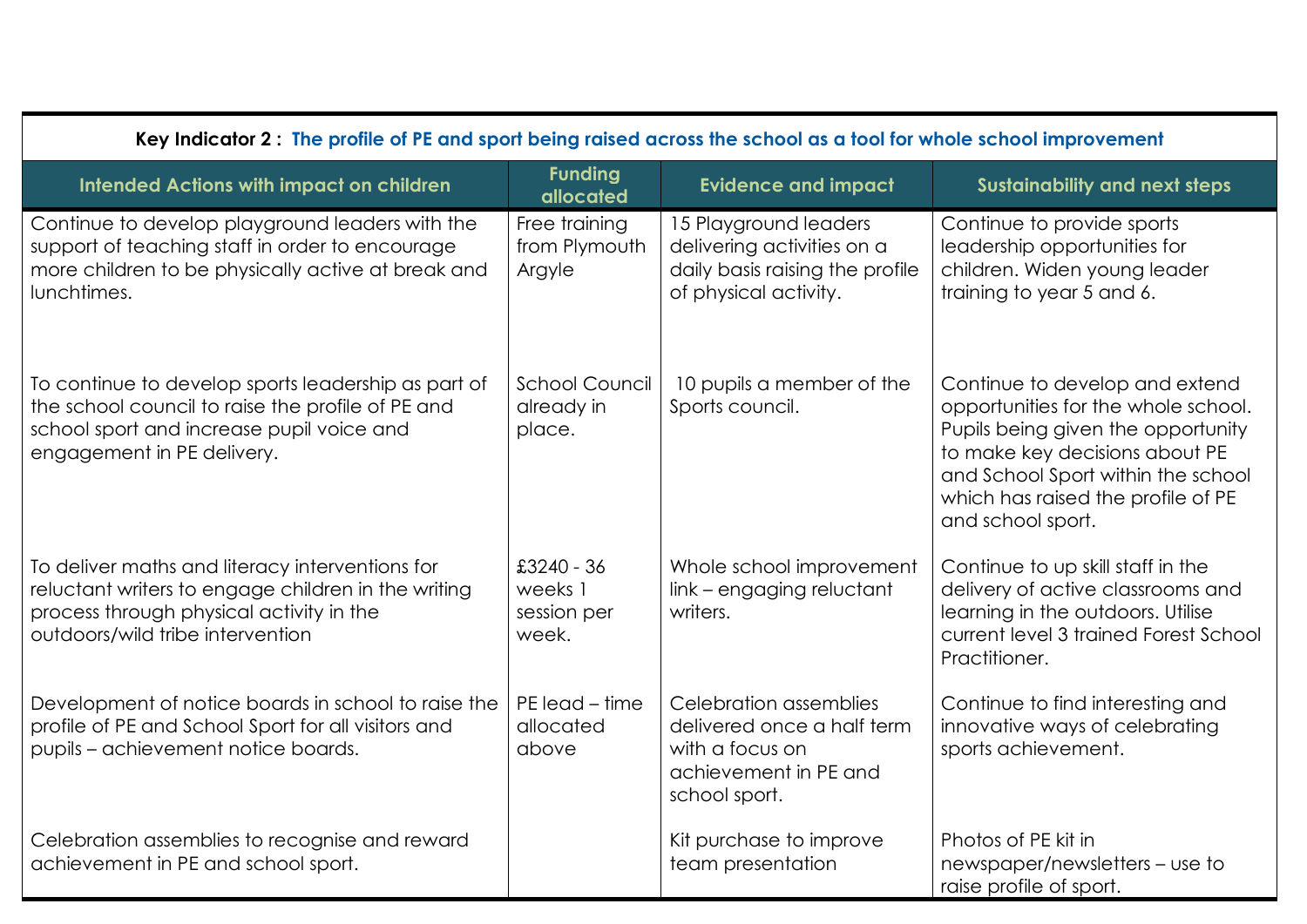| Key Indicator 2 : The profile of PE and sport being raised across the school as a tool for whole school improvement | | | |
|---|---|---|---|
| **Intended Actions with impact on children** | **Funding allocated** | **Evidence and impact** | **Sustainability and next steps** |
| Continue to develop playground leaders with the support of teaching staff in order to encourage more children to be physically active at break and lunchtimes. | Free training from Plymouth Argyle | 15 Playground leaders delivering activities on a daily basis raising the profile of physical activity. | Continue to provide sports leadership opportunities for children. Widen young leader training to year 5 and 6. |
| To continue to develop sports leadership as part of the school council to raise the profile of PE and school sport and increase pupil voice and engagement in PE delivery. | School Council already in place. | 10 pupils a member of the Sports council. | Continue to develop and extend opportunities for the whole school. Pupils being given the opportunity to make key decisions about PE and School Sport within the school which has raised the profile of PE and school sport. |
| To deliver maths and literacy interventions for reluctant writers to engage children in the writing process through physical activity in the outdoors/wild tribe intervention | £3240 - 36 weeks 1 session per week. | Whole school improvement link – engaging reluctant writers. | Continue to up skill staff in the delivery of active classrooms and learning in the outdoors. Utilise current level 3 trained Forest School Practitioner. |
| Development of notice boards in school to raise the profile of PE and School Sport for all visitors and pupils – achievement notice boards. | PE lead – time allocated above | Celebration assemblies delivered once a half term with a focus on achievement in PE and school sport. | Continue to find interesting and innovative ways of celebrating sports achievement. |
| Celebration assemblies to recognise and reward achievement in PE and school sport. | | Kit purchase to improve team presentation | Photos of PE kit in newspaper/newsletters – use to raise profile of sport. |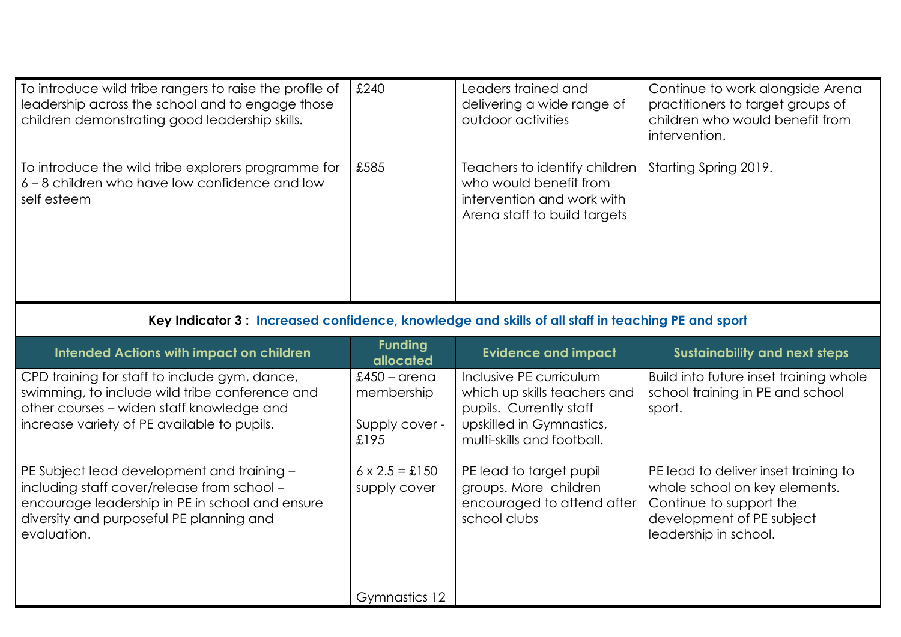| | | | |
|---|---|---|---|
| To introduce wild tribe rangers to raise the profile of leadership across the school and to engage those children demonstrating good leadership skills.<br><br>To introduce the wild tribe explorers programme for 6 – 8 children who have low confidence and low self esteem | £240<br><br>£585 | Leaders trained and delivering a wide range of outdoor activities<br><br>Teachers to identify children who would benefit from intervention and work with Arena staff to build targets | Continue to work alongside Arena practitioners to target groups of children who would benefit from intervention.<br><br>Starting Spring 2019. |

**Key Indicator 3 : Increased confidence, knowledge and skills of all staff in teaching PE and sport**

| Intended Actions with impact on children | Funding allocated | Evidence and impact | Sustainability and next steps |
|---|---|---|---|
| CPD training for staff to include gym, dance, swimming, to include wild tribe conference and other courses – widen staff knowledge and increase variety of PE available to pupils.<br><br>PE Subject lead development and training – including staff cover/release from school – encourage leadership in PE in school and ensure diversity and purposeful PE planning and evaluation. | £450 – arena membership<br><br>Supply cover - £195<br><br>6 x 2.5 = £150 supply cover<br><br>Gymnastics 12 | Inclusive PE curriculum which up skills teachers and pupils. Currently staff upskilled in Gymnastics, multi-skills and football.<br><br>PE lead to target pupil groups. More children encouraged to attend after school clubs | Build into future inset training whole school training in PE and school sport.<br><br>PE lead to deliver inset training to whole school on key elements. Continue to support the development of PE subject leadership in school. |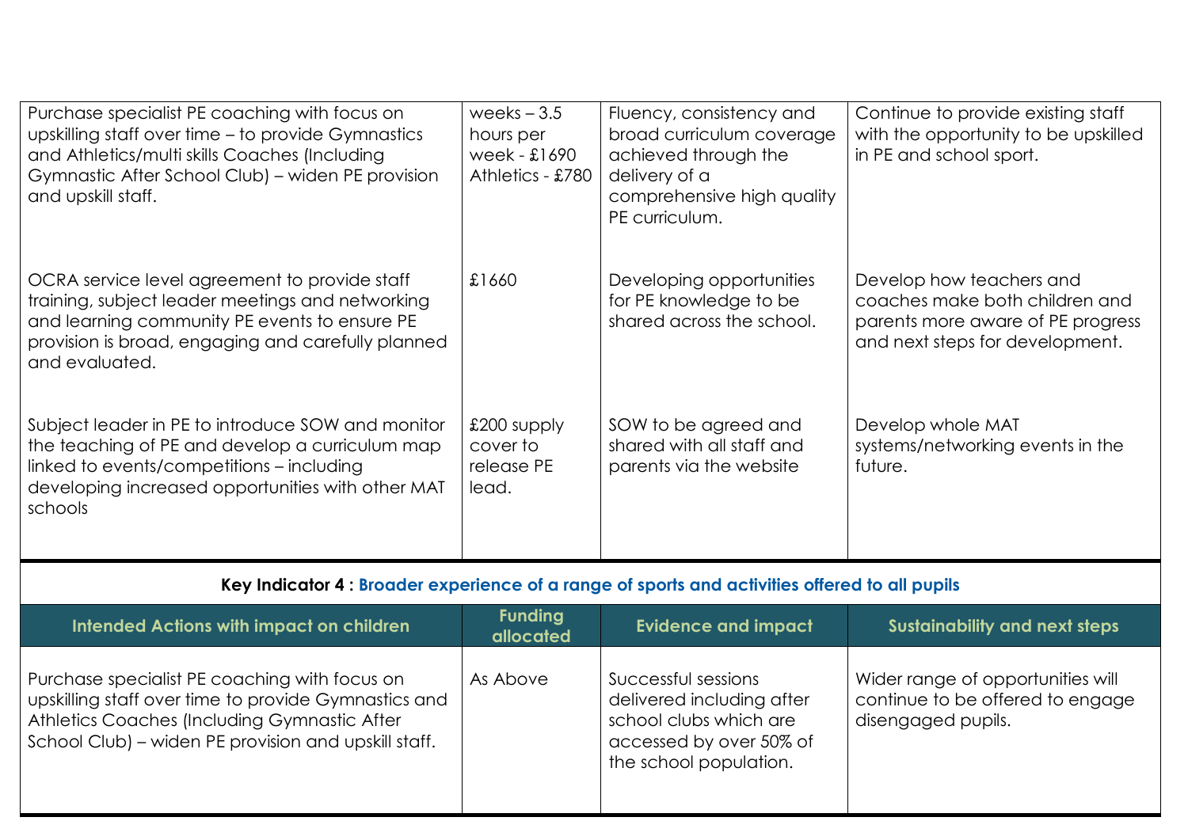| | | | |
|---|---|---|---|
| Purchase specialist PE coaching with focus on upskilling staff over time – to provide Gymnastics and Athletics/multi skills Coaches (Including Gymnastic After School Club) – widen PE provision and upskill staff. | weeks – 3.5 hours per week - £1690 Athletics - £780 | Fluency, consistency and broad curriculum coverage achieved through the delivery of a comprehensive high quality PE curriculum. | Continue to provide existing staff with the opportunity to be upskilled in PE and school sport. |
| OCRA service level agreement to provide staff training, subject leader meetings and networking and learning community PE events to ensure PE provision is broad, engaging and carefully planned and evaluated. | £1660 | Developing opportunities for PE knowledge to be shared across the school. | Develop how teachers and coaches make both children and parents more aware of PE progress and next steps for development. |
| Subject leader in PE to introduce SOW and monitor the teaching of PE and develop a curriculum map linked to events/competitions – including developing increased opportunities with other MAT schools | £200 supply cover to release PE lead. | SOW to be agreed and shared with all staff and parents via the website | Develop whole MAT systems/networking events in the future. |

**Key Indicator 4 : Broader experience of a range of sports and activities offered to all pupils**

| Intended Actions with impact on children | Funding allocated | Evidence and impact | Sustainability and next steps |
|---|---|---|---|
| Purchase specialist PE coaching with focus on upskilling staff over time to provide Gymnastics and Athletics Coaches (Including Gymnastic After School Club) – widen PE provision and upskill staff. | As Above | Successful sessions delivered including after school clubs which are accessed by over 50% of the school population. | Wider range of opportunities will continue to be offered to engage disengaged pupils. |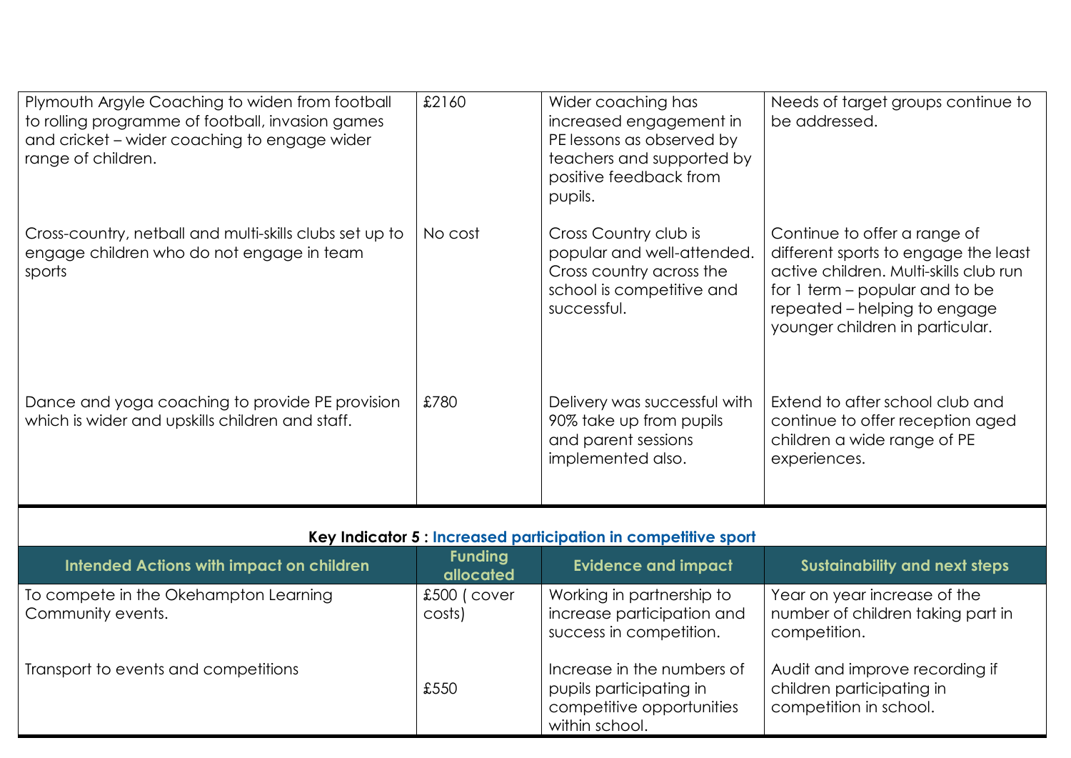| | | | |
|---|---|---|---|
| Plymouth Argyle Coaching to widen from football to rolling programme of football, invasion games and cricket – wider coaching to engage wider range of children. | £2160 | Wider coaching has increased engagement in PE lessons as observed by teachers and supported by positive feedback from pupils. | Needs of target groups continue to be addressed. |
| Cross-country, netball and multi-skills clubs set up to engage children who do not engage in team sports | No cost | Cross Country club is popular and well-attended. Cross country across the school is competitive and successful. | Continue to offer a range of different sports to engage the least active children. Multi-skills club run for 1 term – popular and to be repeated – helping to engage younger children in particular. |
| Dance and yoga coaching to provide PE provision which is wider and upskills children and staff. | £780 | Delivery was successful with 90% take up from pupils and parent sessions implemented also. | Extend to after school club and continue to offer reception aged children a wide range of PE experiences. |

**Key Indicator 5 : Increased participation in competitive sport**

| Intended Actions with impact on children | Funding allocated | Evidence and impact | Sustainability and next steps |
|---|---|---|---|
| To compete in the Okehampton Learning Community events. | £500 ( cover costs) | Working in partnership to increase participation and success in competition. | Year on year increase of the number of children taking part in competition. |
| Transport to events and competitions | £550 | Increase in the numbers of pupils participating in competitive opportunities within school. | Audit and improve recording if children participating in competition in school. |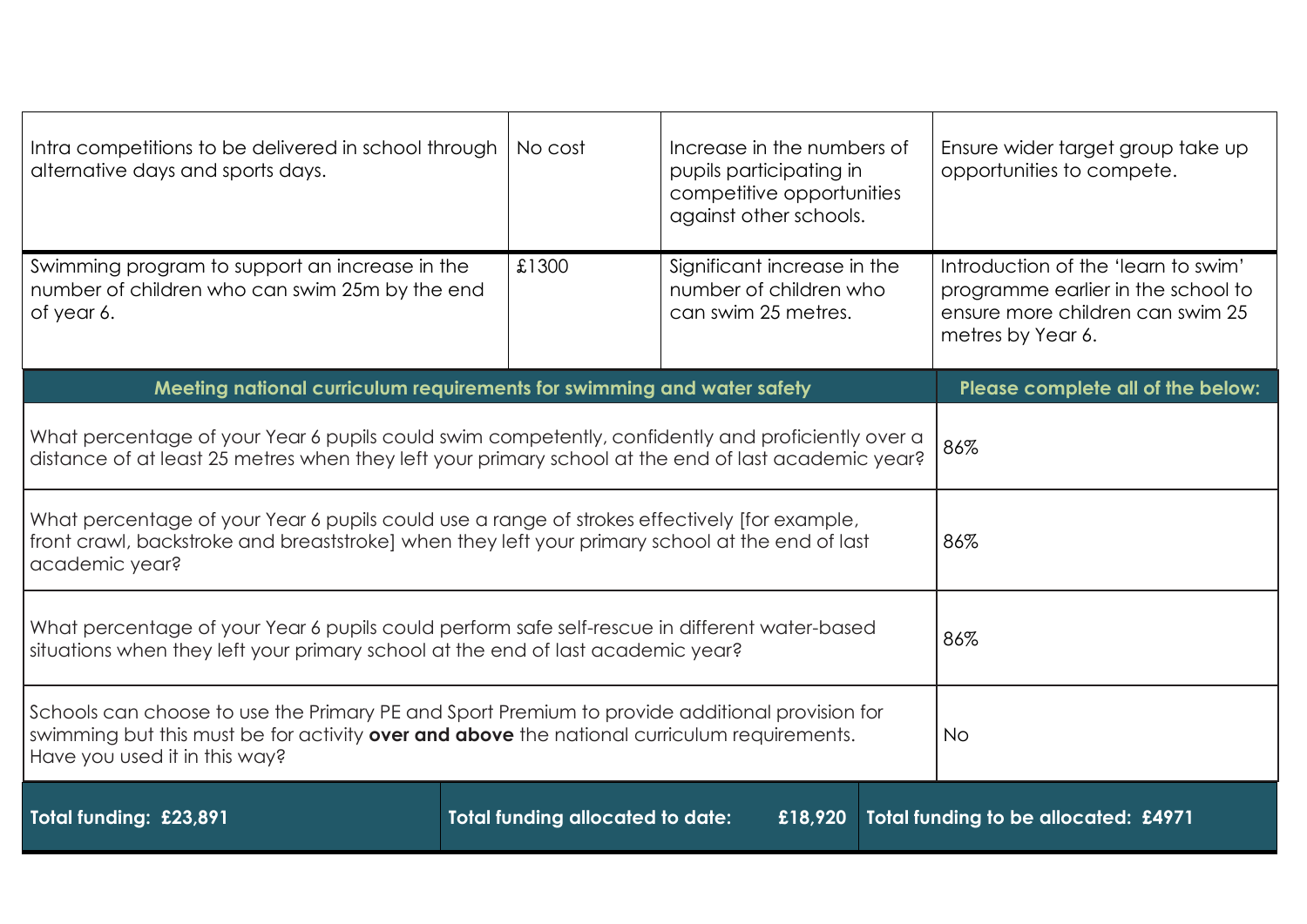| | | | |
|---|---|---|---|
| Intra competitions to be delivered in school through alternative days and sports days. | No cost | Increase in the numbers of pupils participating in competitive opportunities against other schools. | Ensure wider target group take up opportunities to compete. |
| Swimming program to support an increase in the number of children who can swim 25m by the end of year 6. | £1300 | Significant increase in the number of children who can swim 25 metres. | Introduction of the 'learn to swim' programme earlier in the school to ensure more children can swim 25 metres by Year 6. |

| Meeting national curriculum requirements for swimming and water safety | Please complete all of the below: |
|---|---|
| What percentage of your Year 6 pupils could swim competently, confidently and proficiently over a distance of at least 25 metres when they left your primary school at the end of last academic year? | 86% |
| What percentage of your Year 6 pupils could use a range of strokes effectively [for example, front crawl, backstroke and breaststroke] when they left your primary school at the end of last academic year? | 86% |
| What percentage of your Year 6 pupils could perform safe self-rescue in different water-based situations when they left your primary school at the end of last academic year? | 86% |
| Schools can choose to use the Primary PE and Sport Premium to provide additional provision for swimming but this must be for activity **over and above** the national curriculum requirements. Have you used it in this way? | No |

| **Total funding: £23,891** | **Total funding allocated to date: £18,920** | **Total funding to be allocated: £4971** |
|---|---|---|